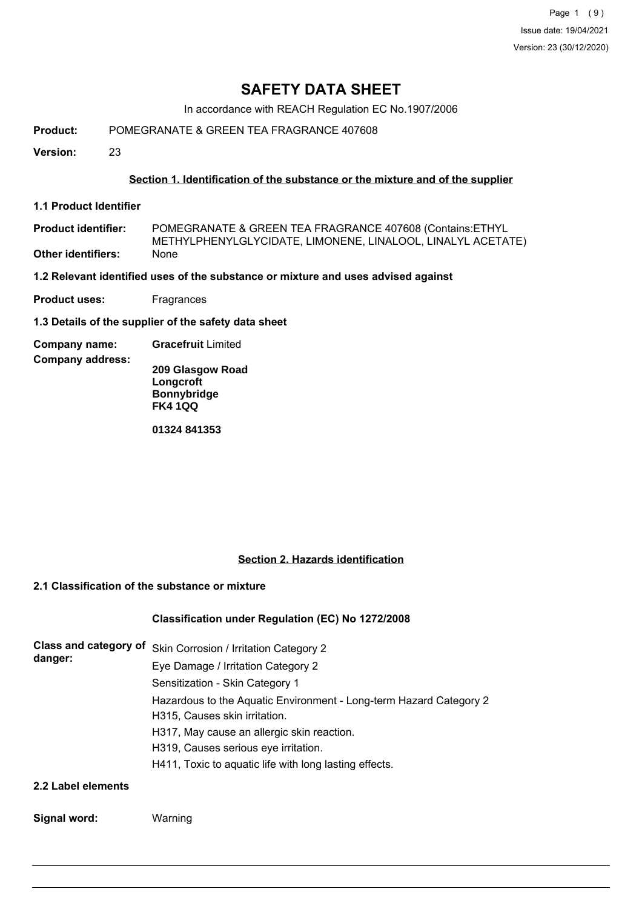# SAFETY DATA SHEET

In accordance with REACH Regulation EC No.1907/2006

**Product:** POMEGRANATE & GREEN TEA FRAGRANCE 407608

**Version:** 23

## Section 1. Identification of the substance or the mixture and of the supplier

### 1.1 Product Identifier

**Product identifier:** POMEGRANATE & GREEN TEA FRAGRANCE 407608 (Contains:ETHYL METHYLPHENYLGLYCIDATE, LIMONENE, LINALOOL, LINALYL ACETATE)

**Other identifiers:** None

### 1.2 Relevant identified uses of the substance or mixture and uses advised against

**Product uses:** Fragrances

### 1.3 Details of the supplier of the safety data sheet

**Company name:** **Gracefruit** Limited

**Company address:**

**209 Glasgow Road**
**Longcroft**
**Bonnybridge**
**FK4 1QQ**

**01324 841353**

## Section 2. Hazards identification

### 2.1 Classification of the substance or mixture

**Classification under Regulation (EC) No 1272/2008**

**Class and category of danger:**

Skin Corrosion / Irritation Category 2
Eye Damage / Irritation Category 2
Sensitization - Skin Category 1
Hazardous to the Aquatic Environment - Long-term Hazard Category 2
H315, Causes skin irritation.
H317, May cause an allergic skin reaction.
H319, Causes serious eye irritation.
H411, Toxic to aquatic life with long lasting effects.

### 2.2 Label elements

**Signal word:** Warning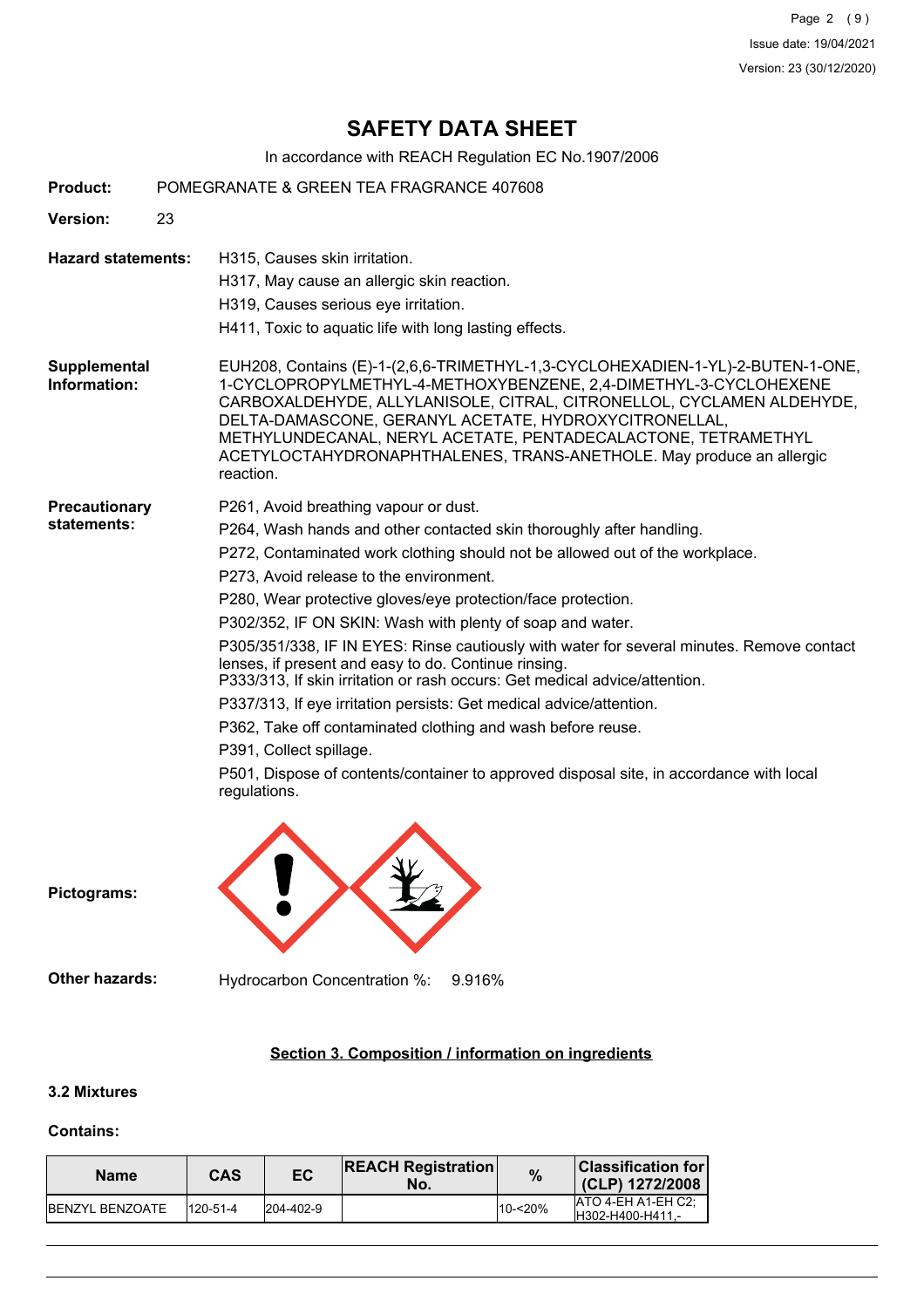# SAFETY DATA SHEET

In accordance with REACH Regulation EC No.1907/2006

**Product:** POMEGRANATE & GREEN TEA FRAGRANCE 407608

**Version:** 23

**Hazard statements:**

H315, Causes skin irritation.

H317, May cause an allergic skin reaction.

H319, Causes serious eye irritation.

H411, Toxic to aquatic life with long lasting effects.

**Supplemental Information:**

EUH208, Contains (E)-1-(2,6,6-TRIMETHYL-1,3-CYCLOHEXADIEN-1-YL)-2-BUTEN-1-ONE, 1-CYCLOPROPYLMETHYL-4-METHOXYBENZENE, 2,4-DIMETHYL-3-CYCLOHEXENE CARBOXALDEHYDE, ALLYLANISOLE, CITRAL, CITRONELLOL, CYCLAMEN ALDEHYDE, DELTA-DAMASCONE, GERANYL ACETATE, HYDROXYCITRONELLAL, METHYLUNDECANAL, NERYL ACETATE, PENTADECALACTONE, TETRAMETHYL ACETYLOCTAHYDRONAPHTHALENES, TRANS-ANETHOLE. May produce an allergic reaction.

**Precautionary statements:**

P261, Avoid breathing vapour or dust.

P264, Wash hands and other contacted skin thoroughly after handling.

P272, Contaminated work clothing should not be allowed out of the workplace.

P273, Avoid release to the environment.

P280, Wear protective gloves/eye protection/face protection.

P302/352, IF ON SKIN: Wash with plenty of soap and water.

P305/351/338, IF IN EYES: Rinse cautiously with water for several minutes. Remove contact lenses, if present and easy to do. Continue rinsing.
P333/313, If skin irritation or rash occurs: Get medical advice/attention.

P337/313, If eye irritation persists: Get medical advice/attention.

P362, Take off contaminated clothing and wash before reuse.

P391, Collect spillage.

P501, Dispose of contents/container to approved disposal site, in accordance with local regulations.

**Pictograms:**

**Other hazards:** Hydrocarbon Concentration %: 9.916%

## Section 3. Composition / information on ingredients

### 3.2 Mixtures

**Contains:**

| Name | CAS | EC | REACH Registration No. | % | Classification for (CLP) 1272/2008 |
|---|---|---|---|---|---|
| BENZYL BENZOATE | 120-51-4 | 204-402-9 | | 10-<20% | ATO 4-EH A1-EH C2; H302-H400-H411,- |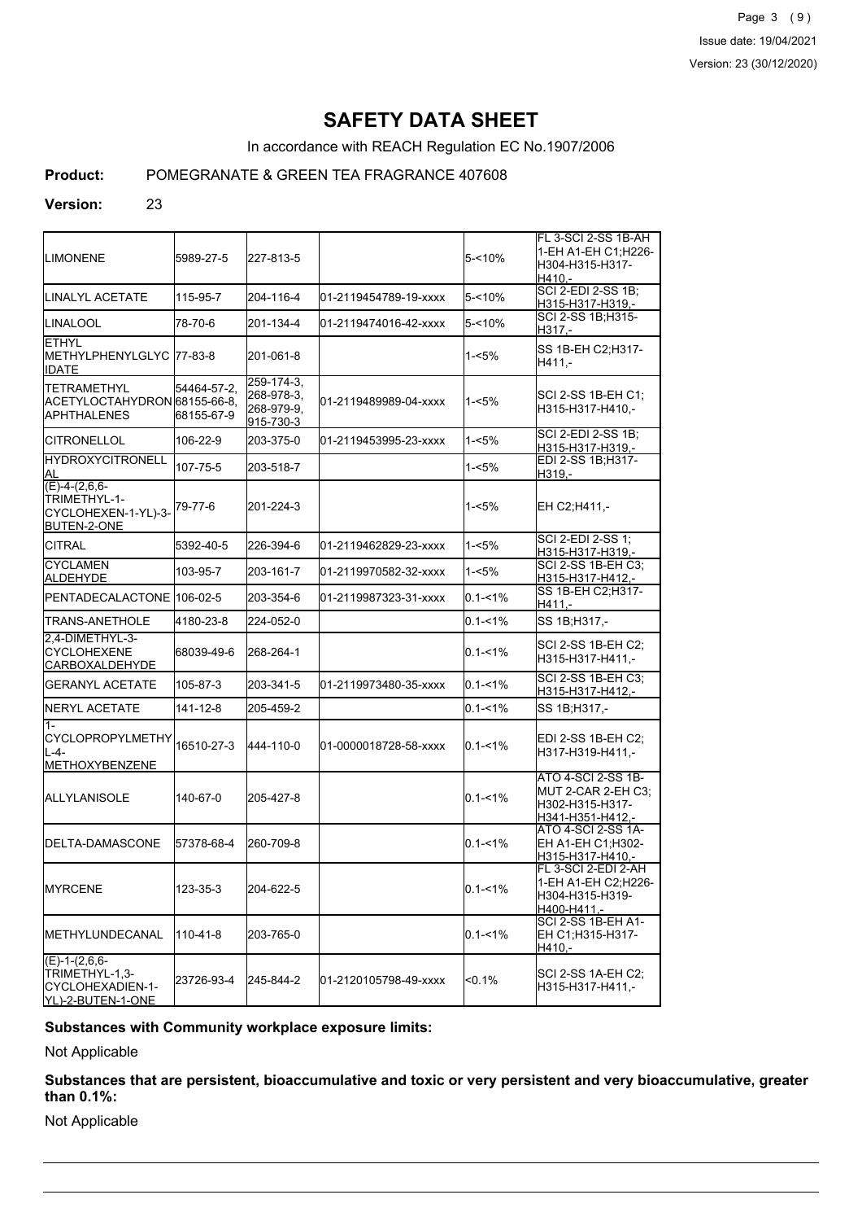# SAFETY DATA SHEET

In accordance with REACH Regulation EC No.1907/2006

**Product:** POMEGRANATE & GREEN TEA FRAGRANCE 407608

**Version:** 23

| | | | | | |
|---|---|---|---|---|---|
| LIMONENE | 5989-27-5 | 227-813-5 | | 5-<10% | FL 3-SCI 2-SS 1B-AH 1-EH A1-EH C1;H226-H304-H315-H317-H410,- |
| LINALYL ACETATE | 115-95-7 | 204-116-4 | 01-2119454789-19-xxxx | 5-<10% | SCI 2-EDI 2-SS 1B;H315-H317-H319,- |
| LINALOOL | 78-70-6 | 201-134-4 | 01-2119474016-42-xxxx | 5-<10% | SCI 2-SS 1B;H315-H317,- |
| ETHYL METHYLPHENYLGLYCIDATE | 77-83-8 | 201-061-8 | | 1-<5% | SS 1B-EH C2;H317-H411,- |
| TETRAMETHYL ACETYLOCTAHYDRONAPHTHALENES | 54464-57-2, 68155-66-8, 68155-67-9 | 259-174-3, 268-978-3, 268-979-9, 915-730-3 | 01-2119489989-04-xxxx | 1-<5% | SCI 2-SS 1B-EH C1;H315-H317-H410,- |
| CITRONELLOL | 106-22-9 | 203-375-0 | 01-2119453995-23-xxxx | 1-<5% | SCI 2-EDI 2-SS 1B;H315-H317-H319,- |
| HYDROXYCITRONELLAL | 107-75-5 | 203-518-7 | | 1-<5% | EDI 2-SS 1B;H317-H319,- |
| (E)-4-(2,6,6-TRIMETHYL-1-CYCLOHEXEN-1-YL)-3-BUTEN-2-ONE | 79-77-6 | 201-224-3 | | 1-<5% | EH C2;H411,- |
| CITRAL | 5392-40-5 | 226-394-6 | 01-2119462829-23-xxxx | 1-<5% | SCI 2-EDI 2-SS 1;H315-H317-H319,- |
| CYCLAMEN ALDEHYDE | 103-95-7 | 203-161-7 | 01-2119970582-32-xxxx | 1-<5% | SCI 2-SS 1B-EH C3;H315-H317-H412,- |
| PENTADECALACTONE | 106-02-5 | 203-354-6 | 01-2119987323-31-xxxx | 0.1-<1% | SS 1B-EH C2;H317-H411,- |
| TRANS-ANETHOLE | 4180-23-8 | 224-052-0 | | 0.1-<1% | SS 1B;H317,- |
| 2,4-DIMETHYL-3-CYCLOHEXENE CARBOXALDEHYDE | 68039-49-6 | 268-264-1 | | 0.1-<1% | SCI 2-SS 1B-EH C2;H315-H317-H411,- |
| GERANYL ACETATE | 105-87-3 | 203-341-5 | 01-2119973480-35-xxxx | 0.1-<1% | SCI 2-SS 1B-EH C3;H315-H317-H412,- |
| NERYL ACETATE | 141-12-8 | 205-459-2 | | 0.1-<1% | SS 1B;H317,- |
| 1-CYCLOPROPYLMETHYL-4-METHOXYBENZENE | 16510-27-3 | 444-110-0 | 01-0000018728-58-xxxx | 0.1-<1% | EDI 2-SS 1B-EH C2;H317-H319-H411,- |
| ALLYLANISOLE | 140-67-0 | 205-427-8 | | 0.1-<1% | ATO 4-SCI 2-SS 1B-MUT 2-CAR 2-EH C3;H302-H315-H317-H341-H351-H412,- |
| DELTA-DAMASCONE | 57378-68-4 | 260-709-8 | | 0.1-<1% | ATO 4-SCI 2-SS 1A-EH A1-EH C1;H302-H315-H317-H410,- |
| MYRCENE | 123-35-3 | 204-622-5 | | 0.1-<1% | FL 3-SCI 2-EDI 2-AH 1-EH A1-EH C2;H226-H304-H315-H319-H400-H411,- |
| METHYLUNDECANAL | 110-41-8 | 203-765-0 | | 0.1-<1% | SCI 2-SS 1B-EH A1-EH C1;H315-H317-H410,- |
| (E)-1-(2,6,6-TRIMETHYL-1,3-CYCLOHEXADIEN-1-YL)-2-BUTEN-1-ONE | 23726-93-4 | 245-844-2 | 01-2120105798-49-xxxx | <0.1% | SCI 2-SS 1A-EH C2;H315-H317-H411,- |

**Substances with Community workplace exposure limits:**

Not Applicable

**Substances that are persistent, bioaccumulative and toxic or very persistent and very bioaccumulative, greater than 0.1%:**

Not Applicable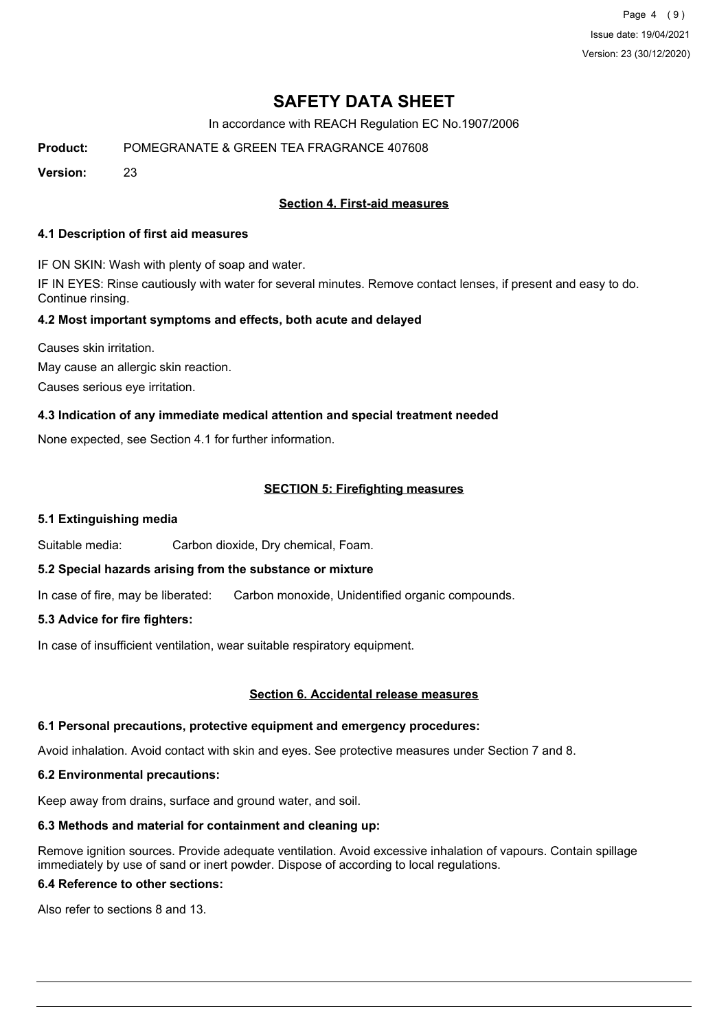# SAFETY DATA SHEET

In accordance with REACH Regulation EC No.1907/2006

**Product:** POMEGRANATE & GREEN TEA FRAGRANCE 407608

**Version:** 23

## Section 4. First-aid measures

### 4.1 Description of first aid measures

IF ON SKIN: Wash with plenty of soap and water.

IF IN EYES: Rinse cautiously with water for several minutes. Remove contact lenses, if present and easy to do. Continue rinsing.

### 4.2 Most important symptoms and effects, both acute and delayed

Causes skin irritation.

May cause an allergic skin reaction.

Causes serious eye irritation.

### 4.3 Indication of any immediate medical attention and special treatment needed

None expected, see Section 4.1 for further information.

## SECTION 5: Firefighting measures

### 5.1 Extinguishing media

Suitable media: Carbon dioxide, Dry chemical, Foam.

### 5.2 Special hazards arising from the substance or mixture

In case of fire, may be liberated: Carbon monoxide, Unidentified organic compounds.

### 5.3 Advice for fire fighters:

In case of insufficient ventilation, wear suitable respiratory equipment.

## Section 6. Accidental release measures

### 6.1 Personal precautions, protective equipment and emergency procedures:

Avoid inhalation. Avoid contact with skin and eyes. See protective measures under Section 7 and 8.

### 6.2 Environmental precautions:

Keep away from drains, surface and ground water, and soil.

### 6.3 Methods and material for containment and cleaning up:

Remove ignition sources. Provide adequate ventilation. Avoid excessive inhalation of vapours. Contain spillage immediately by use of sand or inert powder. Dispose of according to local regulations.

### 6.4 Reference to other sections:

Also refer to sections 8 and 13.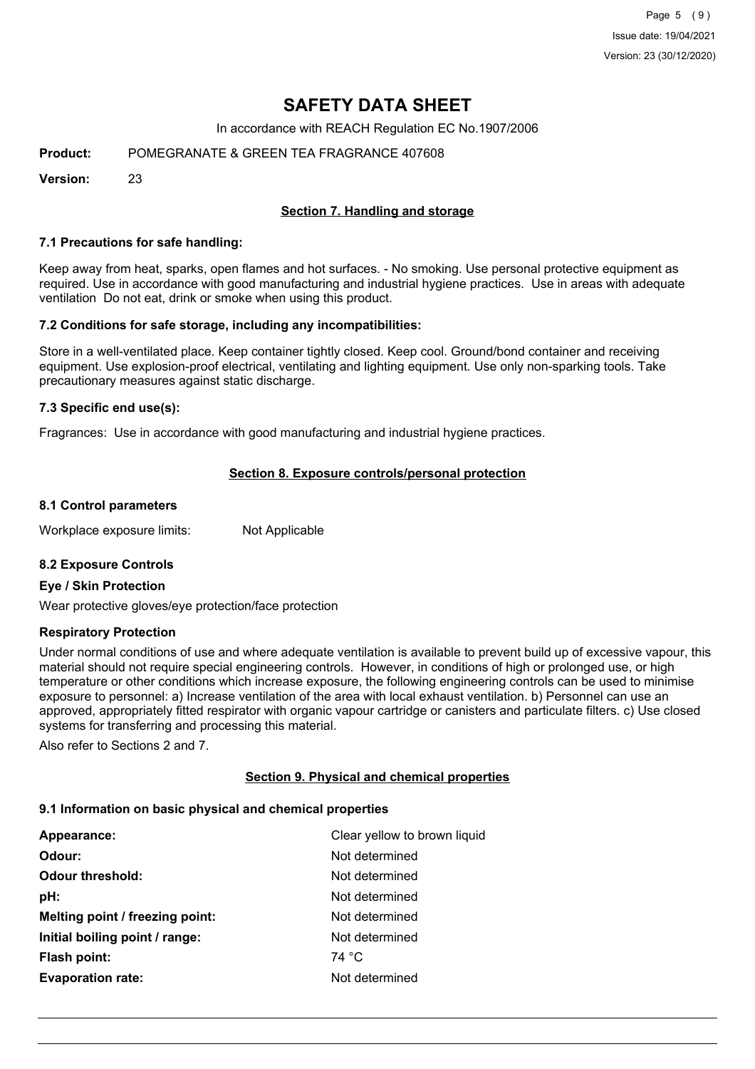# SAFETY DATA SHEET

In accordance with REACH Regulation EC No.1907/2006

**Product:** POMEGRANATE & GREEN TEA FRAGRANCE 407608

**Version:** 23

## Section 7. Handling and storage

### 7.1 Precautions for safe handling:

Keep away from heat, sparks, open flames and hot surfaces. - No smoking. Use personal protective equipment as required. Use in accordance with good manufacturing and industrial hygiene practices. Use in areas with adequate ventilation Do not eat, drink or smoke when using this product.

### 7.2 Conditions for safe storage, including any incompatibilities:

Store in a well-ventilated place. Keep container tightly closed. Keep cool. Ground/bond container and receiving equipment. Use explosion-proof electrical, ventilating and lighting equipment. Use only non-sparking tools. Take precautionary measures against static discharge.

### 7.3 Specific end use(s):

Fragrances: Use in accordance with good manufacturing and industrial hygiene practices.

## Section 8. Exposure controls/personal protection

### 8.1 Control parameters

Workplace exposure limits: Not Applicable

### 8.2 Exposure Controls

**Eye / Skin Protection**

Wear protective gloves/eye protection/face protection

**Respiratory Protection**

Under normal conditions of use and where adequate ventilation is available to prevent build up of excessive vapour, this material should not require special engineering controls. However, in conditions of high or prolonged use, or high temperature or other conditions which increase exposure, the following engineering controls can be used to minimise exposure to personnel: a) Increase ventilation of the area with local exhaust ventilation. b) Personnel can use an approved, appropriately fitted respirator with organic vapour cartridge or canisters and particulate filters. c) Use closed systems for transferring and processing this material.

Also refer to Sections 2 and 7.

## Section 9. Physical and chemical properties

### 9.1 Information on basic physical and chemical properties

| | |
|---|---|
| **Appearance:** | Clear yellow to brown liquid |
| **Odour:** | Not determined |
| **Odour threshold:** | Not determined |
| **pH:** | Not determined |
| **Melting point / freezing point:** | Not determined |
| **Initial boiling point / range:** | Not determined |
| **Flash point:** | 74 °C |
| **Evaporation rate:** | Not determined |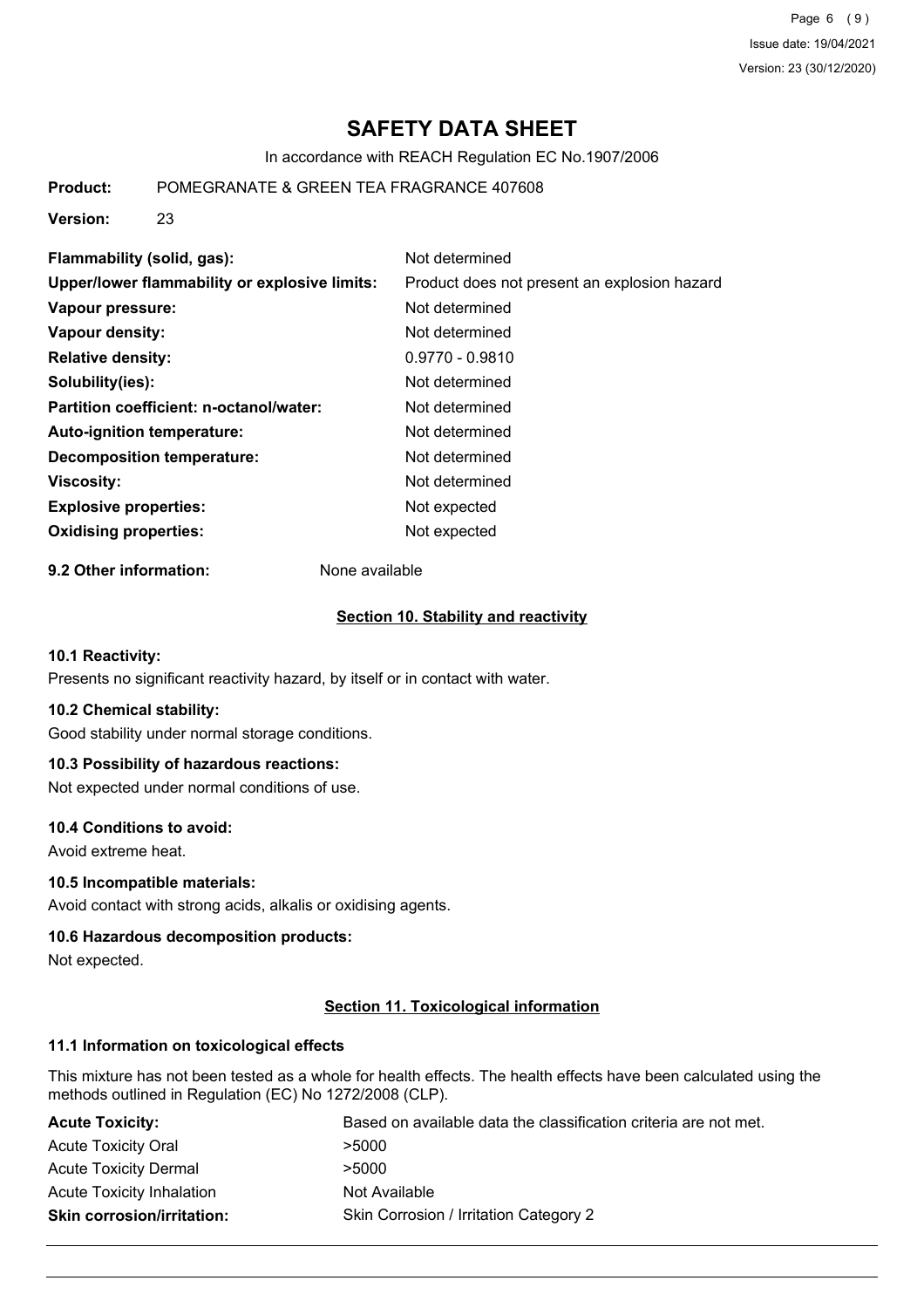# SAFETY DATA SHEET

In accordance with REACH Regulation EC No.1907/2006

**Product:** POMEGRANATE & GREEN TEA FRAGRANCE 407608

**Version:** 23

| | |
|---|---|
| **Flammability (solid, gas):** | Not determined |
| **Upper/lower flammability or explosive limits:** | Product does not present an explosion hazard |
| **Vapour pressure:** | Not determined |
| **Vapour density:** | Not determined |
| **Relative density:** | 0.9770 - 0.9810 |
| **Solubility(ies):** | Not determined |
| **Partition coefficient: n-octanol/water:** | Not determined |
| **Auto-ignition temperature:** | Not determined |
| **Decomposition temperature:** | Not determined |
| **Viscosity:** | Not determined |
| **Explosive properties:** | Not expected |
| **Oxidising properties:** | Not expected |

**9.2 Other information:** None available

## Section 10. Stability and reactivity

### 10.1 Reactivity:

Presents no significant reactivity hazard, by itself or in contact with water.

### 10.2 Chemical stability:

Good stability under normal storage conditions.

### 10.3 Possibility of hazardous reactions:

Not expected under normal conditions of use.

### 10.4 Conditions to avoid:

Avoid extreme heat.

### 10.5 Incompatible materials:

Avoid contact with strong acids, alkalis or oxidising agents.

### 10.6 Hazardous decomposition products:

Not expected.

## Section 11. Toxicological information

### 11.1 Information on toxicological effects

This mixture has not been tested as a whole for health effects. The health effects have been calculated using the methods outlined in Regulation (EC) No 1272/2008 (CLP).

| | |
|---|---|
| **Acute Toxicity:** | Based on available data the classification criteria are not met. |
| Acute Toxicity Oral | >5000 |
| Acute Toxicity Dermal | >5000 |
| Acute Toxicity Inhalation | Not Available |
| **Skin corrosion/irritation:** | Skin Corrosion / Irritation Category 2 |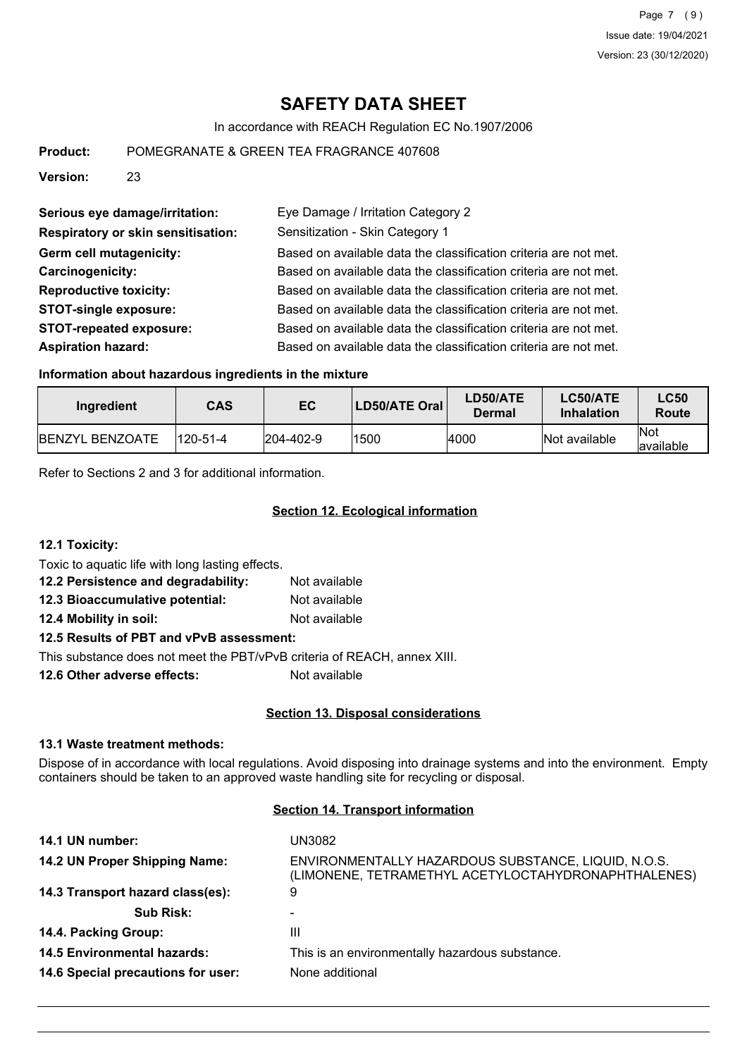# SAFETY DATA SHEET

In accordance with REACH Regulation EC No.1907/2006

**Product:** POMEGRANATE & GREEN TEA FRAGRANCE 407608

**Version:** 23

**Serious eye damage/irritation:** Eye Damage / Irritation Category 2

**Respiratory or skin sensitisation:** Sensitization - Skin Category 1

**Germ cell mutagenicity:** Based on available data the classification criteria are not met.

**Carcinogenicity:** Based on available data the classification criteria are not met.

**Reproductive toxicity:** Based on available data the classification criteria are not met.

**STOT-single exposure:** Based on available data the classification criteria are not met.

**STOT-repeated exposure:** Based on available data the classification criteria are not met.

**Aspiration hazard:** Based on available data the classification criteria are not met.

**Information about hazardous ingredients in the mixture**

| Ingredient | CAS | EC | LD50/ATE Oral | LD50/ATE Dermal | LC50/ATE Inhalation | LC50 Route |
|---|---|---|---|---|---|---|
| BENZYL BENZOATE | 120-51-4 | 204-402-9 | 1500 | 4000 | Not available | Not available |

Refer to Sections 2 and 3 for additional information.

## Section 12. Ecological information

**12.1 Toxicity:**

Toxic to aquatic life with long lasting effects.

**12.2 Persistence and degradability:** Not available

**12.3 Bioaccumulative potential:** Not available

**12.4 Mobility in soil:** Not available

**12.5 Results of PBT and vPvB assessment:**

This substance does not meet the PBT/vPvB criteria of REACH, annex XIII.

**12.6 Other adverse effects:** Not available

## Section 13. Disposal considerations

**13.1 Waste treatment methods:**

Dispose of in accordance with local regulations. Avoid disposing into drainage systems and into the environment. Empty containers should be taken to an approved waste handling site for recycling or disposal.

## Section 14. Transport information

**14.1 UN number:** UN3082

**14.2 UN Proper Shipping Name:** ENVIRONMENTALLY HAZARDOUS SUBSTANCE, LIQUID, N.O.S. (LIMONENE, TETRAMETHYL ACETYLOCTAHYDRONAPHTHALENES)

**14.3 Transport hazard class(es):** 9

**Sub Risk:** -

**14.4. Packing Group:** III

**14.5 Environmental hazards:** This is an environmentally hazardous substance.

**14.6 Special precautions for user:** None additional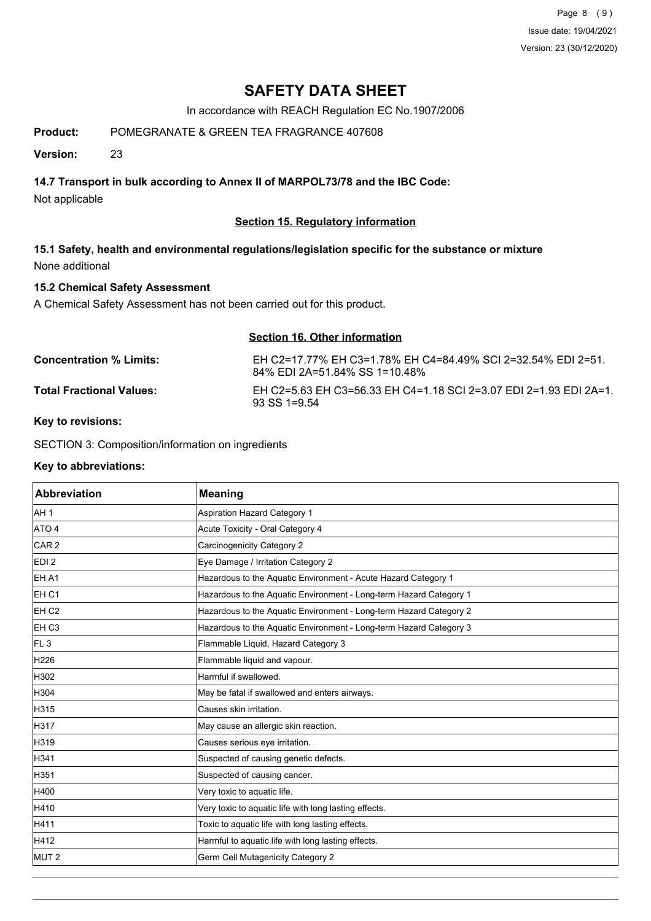# SAFETY DATA SHEET

In accordance with REACH Regulation EC No.1907/2006

**Product:** POMEGRANATE & GREEN TEA FRAGRANCE 407608

**Version:** 23

### 14.7 Transport in bulk according to Annex II of MARPOL73/78 and the IBC Code:

Not applicable

## Section 15. Regulatory information

### 15.1 Safety, health and environmental regulations/legislation specific for the substance or mixture

None additional

### 15.2 Chemical Safety Assessment

A Chemical Safety Assessment has not been carried out for this product.

## Section 16. Other information

**Concentration % Limits:** EH C2=17.77% EH C3=1.78% EH C4=84.49% SCI 2=32.54% EDI 2=51.84% EDI 2A=51.84% SS 1=10.48%

**Total Fractional Values:** EH C2=5.63 EH C3=56.33 EH C4=1.18 SCI 2=3.07 EDI 2=1.93 EDI 2A=1.93 SS 1=9.54

**Key to revisions:**

SECTION 3: Composition/information on ingredients

**Key to abbreviations:**

| Abbreviation | Meaning |
|---|---|
| AH 1 | Aspiration Hazard Category 1 |
| ATO 4 | Acute Toxicity - Oral Category 4 |
| CAR 2 | Carcinogenicity Category 2 |
| EDI 2 | Eye Damage / Irritation Category 2 |
| EH A1 | Hazardous to the Aquatic Environment - Acute Hazard Category 1 |
| EH C1 | Hazardous to the Aquatic Environment - Long-term Hazard Category 1 |
| EH C2 | Hazardous to the Aquatic Environment - Long-term Hazard Category 2 |
| EH C3 | Hazardous to the Aquatic Environment - Long-term Hazard Category 3 |
| FL 3 | Flammable Liquid, Hazard Category 3 |
| H226 | Flammable liquid and vapour. |
| H302 | Harmful if swallowed. |
| H304 | May be fatal if swallowed and enters airways. |
| H315 | Causes skin irritation. |
| H317 | May cause an allergic skin reaction. |
| H319 | Causes serious eye irritation. |
| H341 | Suspected of causing genetic defects. |
| H351 | Suspected of causing cancer. |
| H400 | Very toxic to aquatic life. |
| H410 | Very toxic to aquatic life with long lasting effects. |
| H411 | Toxic to aquatic life with long lasting effects. |
| H412 | Harmful to aquatic life with long lasting effects. |
| MUT 2 | Germ Cell Mutagenicity Category 2 |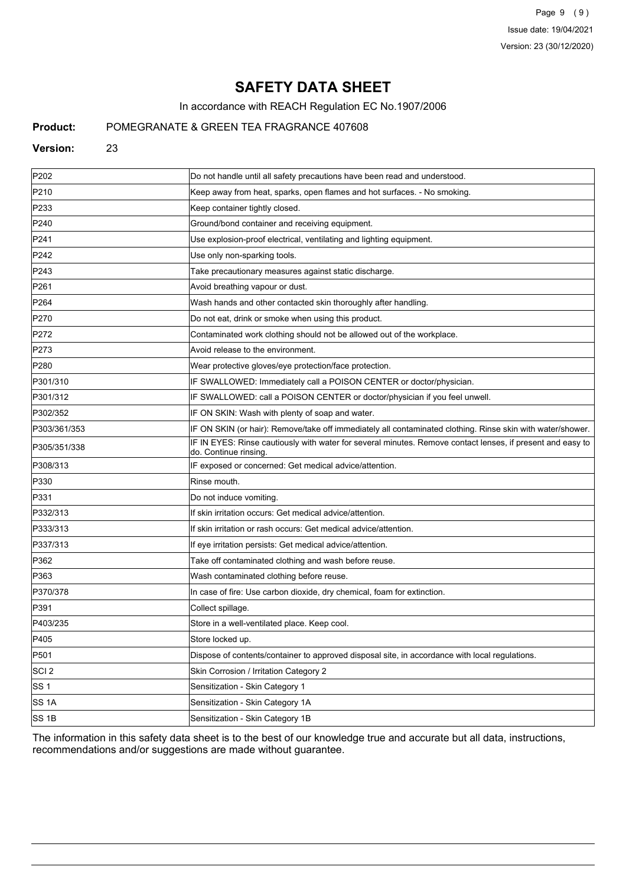# SAFETY DATA SHEET

In accordance with REACH Regulation EC No.1907/2006

**Product:** POMEGRANATE & GREEN TEA FRAGRANCE 407608

**Version:** 23

| | |
|---|---|
| P202 | Do not handle until all safety precautions have been read and understood. |
| P210 | Keep away from heat, sparks, open flames and hot surfaces. - No smoking. |
| P233 | Keep container tightly closed. |
| P240 | Ground/bond container and receiving equipment. |
| P241 | Use explosion-proof electrical, ventilating and lighting equipment. |
| P242 | Use only non-sparking tools. |
| P243 | Take precautionary measures against static discharge. |
| P261 | Avoid breathing vapour or dust. |
| P264 | Wash hands and other contacted skin thoroughly after handling. |
| P270 | Do not eat, drink or smoke when using this product. |
| P272 | Contaminated work clothing should not be allowed out of the workplace. |
| P273 | Avoid release to the environment. |
| P280 | Wear protective gloves/eye protection/face protection. |
| P301/310 | IF SWALLOWED: Immediately call a POISON CENTER or doctor/physician. |
| P301/312 | IF SWALLOWED: call a POISON CENTER or doctor/physician if you feel unwell. |
| P302/352 | IF ON SKIN: Wash with plenty of soap and water. |
| P303/361/353 | IF ON SKIN (or hair): Remove/take off immediately all contaminated clothing. Rinse skin with water/shower. |
| P305/351/338 | IF IN EYES: Rinse cautiously with water for several minutes. Remove contact lenses, if present and easy to do. Continue rinsing. |
| P308/313 | IF exposed or concerned: Get medical advice/attention. |
| P330 | Rinse mouth. |
| P331 | Do not induce vomiting. |
| P332/313 | If skin irritation occurs: Get medical advice/attention. |
| P333/313 | If skin irritation or rash occurs: Get medical advice/attention. |
| P337/313 | If eye irritation persists: Get medical advice/attention. |
| P362 | Take off contaminated clothing and wash before reuse. |
| P363 | Wash contaminated clothing before reuse. |
| P370/378 | In case of fire: Use carbon dioxide, dry chemical, foam for extinction. |
| P391 | Collect spillage. |
| P403/235 | Store in a well-ventilated place. Keep cool. |
| P405 | Store locked up. |
| P501 | Dispose of contents/container to approved disposal site, in accordance with local regulations. |
| SCI 2 | Skin Corrosion / Irritation Category 2 |
| SS 1 | Sensitization - Skin Category 1 |
| SS 1A | Sensitization - Skin Category 1A |
| SS 1B | Sensitization - Skin Category 1B |

The information in this safety data sheet is to the best of our knowledge true and accurate but all data, instructions, recommendations and/or suggestions are made without guarantee.